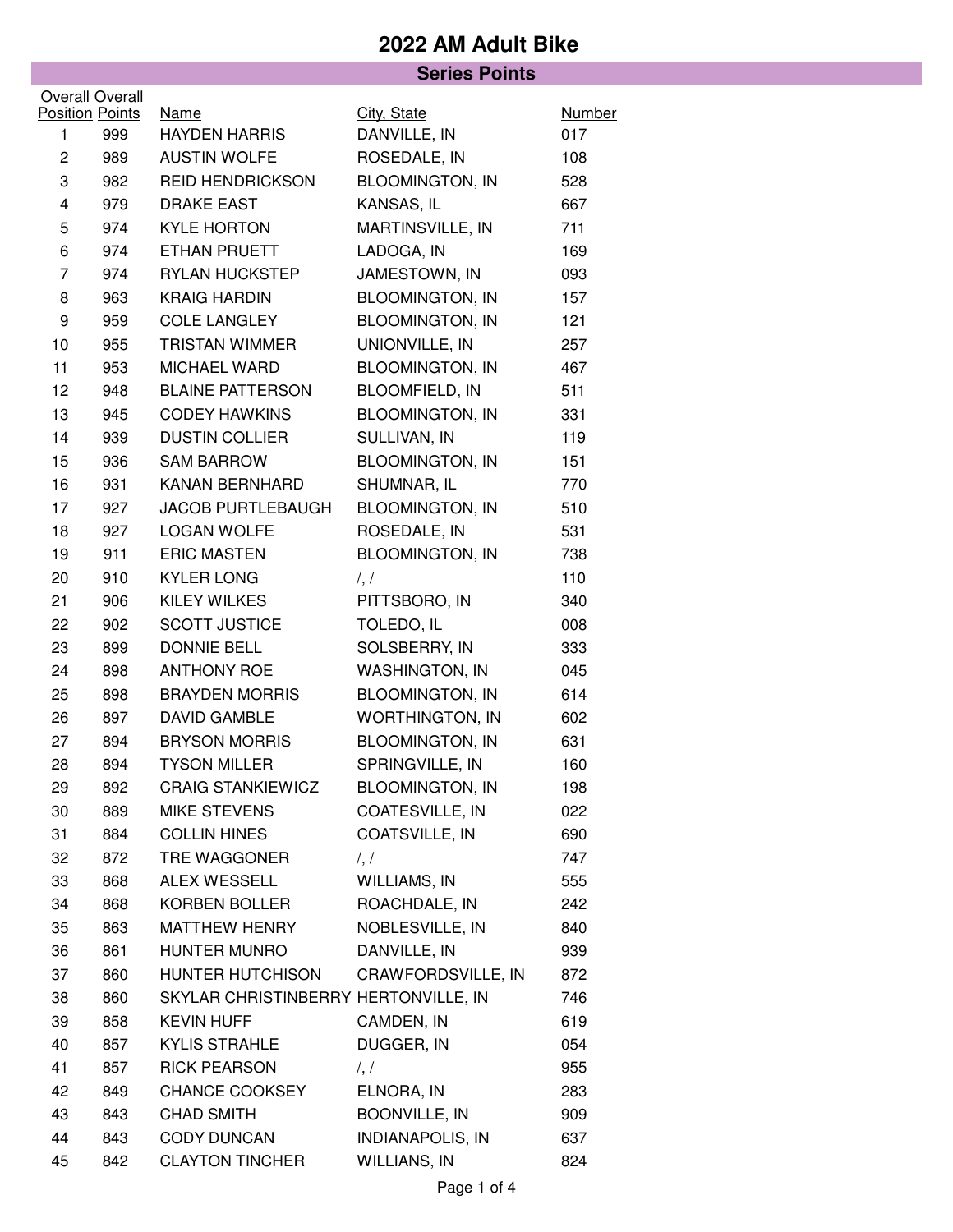# 2022 AM Adult Bike

## Series Points

| Overall Position | Overall Points | Name | City, State | Number |
|---|---|---|---|---|
| 1 | 999 | HAYDEN HARRIS | DANVILLE, IN | 017 |
| 2 | 989 | AUSTIN WOLFE | ROSEDALE, IN | 108 |
| 3 | 982 | REID HENDRICKSON | BLOOMINGTON, IN | 528 |
| 4 | 979 | DRAKE EAST | KANSAS, IL | 667 |
| 5 | 974 | KYLE HORTON | MARTINSVILLE, IN | 711 |
| 6 | 974 | ETHAN PRUETT | LADOGA, IN | 169 |
| 7 | 974 | RYLAN HUCKSTEP | JAMESTOWN, IN | 093 |
| 8 | 963 | KRAIG HARDIN | BLOOMINGTON, IN | 157 |
| 9 | 959 | COLE LANGLEY | BLOOMINGTON, IN | 121 |
| 10 | 955 | TRISTAN WIMMER | UNIONVILLE, IN | 257 |
| 11 | 953 | MICHAEL WARD | BLOOMINGTON, IN | 467 |
| 12 | 948 | BLAINE PATTERSON | BLOOMFIELD, IN | 511 |
| 13 | 945 | CODEY HAWKINS | BLOOMINGTON, IN | 331 |
| 14 | 939 | DUSTIN COLLIER | SULLIVAN, IN | 119 |
| 15 | 936 | SAM BARROW | BLOOMINGTON, IN | 151 |
| 16 | 931 | KANAN BERNHARD | SHUMNAR, IL | 770 |
| 17 | 927 | JACOB PURTLEBAUGH | BLOOMINGTON, IN | 510 |
| 18 | 927 | LOGAN WOLFE | ROSEDALE, IN | 531 |
| 19 | 911 | ERIC MASTEN | BLOOMINGTON, IN | 738 |
| 20 | 910 | KYLER LONG | /, / | 110 |
| 21 | 906 | KILEY WILKES | PITTSBORO, IN | 340 |
| 22 | 902 | SCOTT JUSTICE | TOLEDO, IL | 008 |
| 23 | 899 | DONNIE BELL | SOLSBERRY, IN | 333 |
| 24 | 898 | ANTHONY ROE | WASHINGTON, IN | 045 |
| 25 | 898 | BRAYDEN MORRIS | BLOOMINGTON, IN | 614 |
| 26 | 897 | DAVID GAMBLE | WORTHINGTON, IN | 602 |
| 27 | 894 | BRYSON MORRIS | BLOOMINGTON, IN | 631 |
| 28 | 894 | TYSON MILLER | SPRINGVILLE, IN | 160 |
| 29 | 892 | CRAIG STANKIEWICZ | BLOOMINGTON, IN | 198 |
| 30 | 889 | MIKE STEVENS | COATESVILLE, IN | 022 |
| 31 | 884 | COLLIN HINES | COATSVILLE, IN | 690 |
| 32 | 872 | TRE WAGGONER | /, / | 747 |
| 33 | 868 | ALEX WESSELL | WILLIAMS, IN | 555 |
| 34 | 868 | KORBEN BOLLER | ROACHDALE, IN | 242 |
| 35 | 863 | MATTHEW HENRY | NOBLESVILLE, IN | 840 |
| 36 | 861 | HUNTER MUNRO | DANVILLE, IN | 939 |
| 37 | 860 | HUNTER HUTCHISON | CRAWFORDSVILLE, IN | 872 |
| 38 | 860 | SKYLAR CHRISTINBERRY | HERTONVILLE, IN | 746 |
| 39 | 858 | KEVIN HUFF | CAMDEN, IN | 619 |
| 40 | 857 | KYLIS STRAHLE | DUGGER, IN | 054 |
| 41 | 857 | RICK PEARSON | /, / | 955 |
| 42 | 849 | CHANCE COOKSEY | ELNORA, IN | 283 |
| 43 | 843 | CHAD SMITH | BOONVILLE, IN | 909 |
| 44 | 843 | CODY DUNCAN | INDIANAPOLIS, IN | 637 |
| 45 | 842 | CLAYTON TINCHER | WILLIANS, IN | 824 |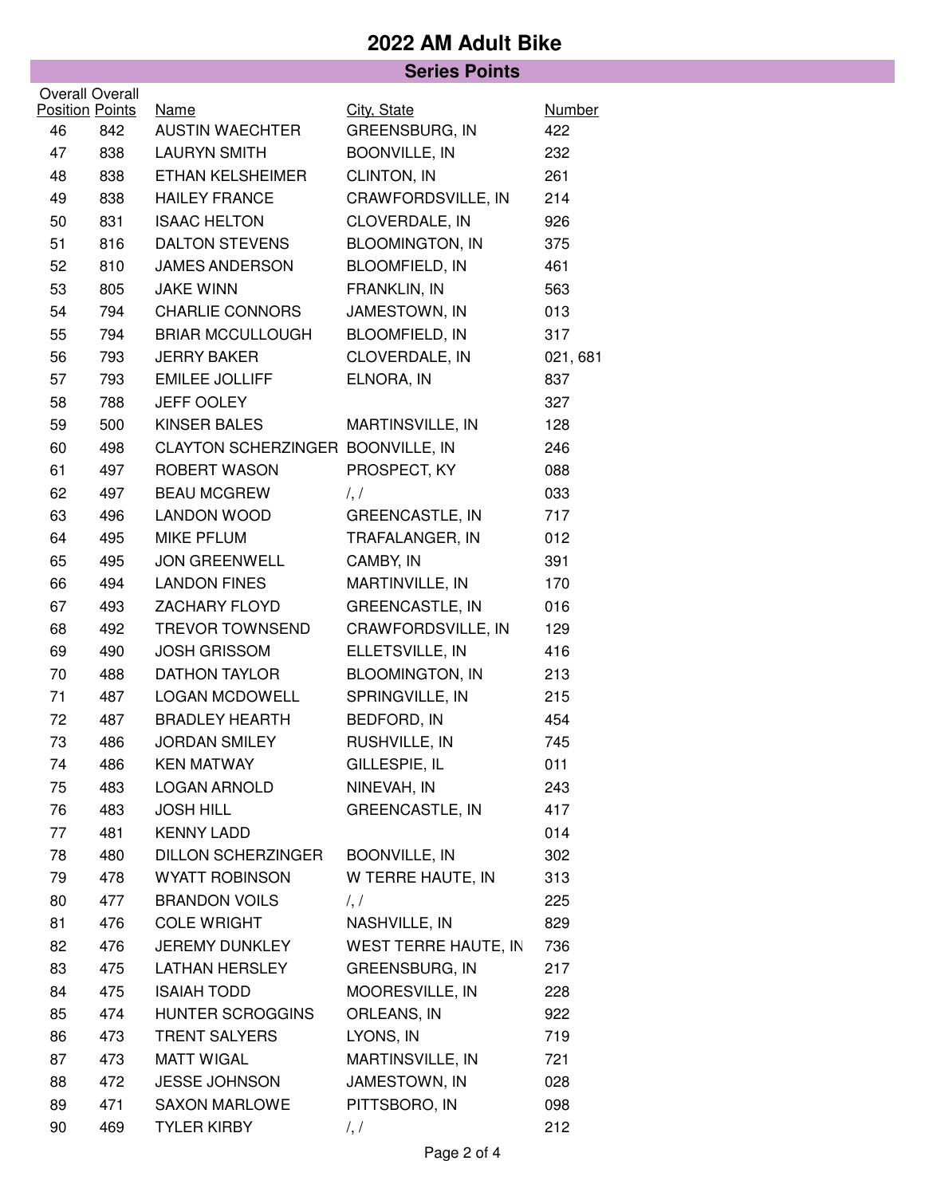# 2022 AM Adult Bike

## Series Points

| Overall Position | Overall Points | Name | City, State | Number |
|---|---|---|---|---|
| 46 | 842 | AUSTIN WAECHTER | GREENSBURG, IN | 422 |
| 47 | 838 | LAURYN SMITH | BOONVILLE, IN | 232 |
| 48 | 838 | ETHAN KELSHEIMER | CLINTON, IN | 261 |
| 49 | 838 | HAILEY FRANCE | CRAWFORDSVILLE, IN | 214 |
| 50 | 831 | ISAAC HELTON | CLOVERDALE, IN | 926 |
| 51 | 816 | DALTON STEVENS | BLOOMINGTON, IN | 375 |
| 52 | 810 | JAMES ANDERSON | BLOOMFIELD, IN | 461 |
| 53 | 805 | JAKE WINN | FRANKLIN, IN | 563 |
| 54 | 794 | CHARLIE CONNORS | JAMESTOWN, IN | 013 |
| 55 | 794 | BRIAR MCCULLOUGH | BLOOMFIELD, IN | 317 |
| 56 | 793 | JERRY BAKER | CLOVERDALE, IN | 021, 681 |
| 57 | 793 | EMILEE JOLLIFF | ELNORA, IN | 837 |
| 58 | 788 | JEFF OOLEY | | 327 |
| 59 | 500 | KINSER BALES | MARTINSVILLE, IN | 128 |
| 60 | 498 | CLAYTON SCHERZINGER | BOONVILLE, IN | 246 |
| 61 | 497 | ROBERT WASON | PROSPECT, KY | 088 |
| 62 | 497 | BEAU MCGREW | /, / | 033 |
| 63 | 496 | LANDON WOOD | GREENCASTLE, IN | 717 |
| 64 | 495 | MIKE PFLUM | TRAFALANGER, IN | 012 |
| 65 | 495 | JON GREENWELL | CAMBY, IN | 391 |
| 66 | 494 | LANDON FINES | MARTINVILLE, IN | 170 |
| 67 | 493 | ZACHARY FLOYD | GREENCASTLE, IN | 016 |
| 68 | 492 | TREVOR TOWNSEND | CRAWFORDSVILLE, IN | 129 |
| 69 | 490 | JOSH GRISSOM | ELLETSVILLE, IN | 416 |
| 70 | 488 | DATHON TAYLOR | BLOOMINGTON, IN | 213 |
| 71 | 487 | LOGAN MCDOWELL | SPRINGVILLE, IN | 215 |
| 72 | 487 | BRADLEY HEARTH | BEDFORD, IN | 454 |
| 73 | 486 | JORDAN SMILEY | RUSHVILLE, IN | 745 |
| 74 | 486 | KEN MATWAY | GILLESPIE, IL | 011 |
| 75 | 483 | LOGAN ARNOLD | NINEVAH, IN | 243 |
| 76 | 483 | JOSH HILL | GREENCASTLE, IN | 417 |
| 77 | 481 | KENNY LADD | | 014 |
| 78 | 480 | DILLON SCHERZINGER | BOONVILLE, IN | 302 |
| 79 | 478 | WYATT ROBINSON | W TERRE HAUTE, IN | 313 |
| 80 | 477 | BRANDON VOILS | /, / | 225 |
| 81 | 476 | COLE WRIGHT | NASHVILLE, IN | 829 |
| 82 | 476 | JEREMY DUNKLEY | WEST TERRE HAUTE, IN | 736 |
| 83 | 475 | LATHAN HERSLEY | GREENSBURG, IN | 217 |
| 84 | 475 | ISAIAH TODD | MOORESVILLE, IN | 228 |
| 85 | 474 | HUNTER SCROGGINS | ORLEANS, IN | 922 |
| 86 | 473 | TRENT SALYERS | LYONS, IN | 719 |
| 87 | 473 | MATT WIGAL | MARTINSVILLE, IN | 721 |
| 88 | 472 | JESSE JOHNSON | JAMESTOWN, IN | 028 |
| 89 | 471 | SAXON MARLOWE | PITTSBORO, IN | 098 |
| 90 | 469 | TYLER KIRBY | /, / | 212 |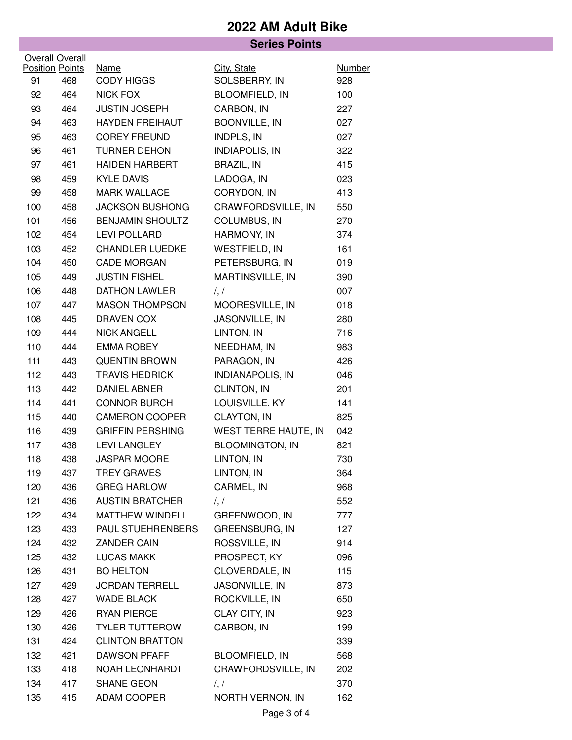# 2022 AM Adult Bike

## Series Points

| Overall Position | Overall Points | Name | City, State | Number |
|---|---|---|---|---|
| 91 | 468 | CODY HIGGS | SOLSBERRY, IN | 928 |
| 92 | 464 | NICK FOX | BLOOMFIELD, IN | 100 |
| 93 | 464 | JUSTIN JOSEPH | CARBON, IN | 227 |
| 94 | 463 | HAYDEN FREIHAUT | BOONVILLE, IN | 027 |
| 95 | 463 | COREY FREUND | INDPLS, IN | 027 |
| 96 | 461 | TURNER DEHON | INDIAPOLIS, IN | 322 |
| 97 | 461 | HAIDEN HARBERT | BRAZIL, IN | 415 |
| 98 | 459 | KYLE DAVIS | LADOGA, IN | 023 |
| 99 | 458 | MARK WALLACE | CORYDON, IN | 413 |
| 100 | 458 | JACKSON BUSHONG | CRAWFORDSVILLE, IN | 550 |
| 101 | 456 | BENJAMIN SHOULTZ | COLUMBUS, IN | 270 |
| 102 | 454 | LEVI POLLARD | HARMONY, IN | 374 |
| 103 | 452 | CHANDLER LUEDKE | WESTFIELD, IN | 161 |
| 104 | 450 | CADE MORGAN | PETERSBURG, IN | 019 |
| 105 | 449 | JUSTIN FISHEL | MARTINSVILLE, IN | 390 |
| 106 | 448 | DATHON LAWLER | /, / | 007 |
| 107 | 447 | MASON THOMPSON | MOORESVILLE, IN | 018 |
| 108 | 445 | DRAVEN COX | JASONVILLE, IN | 280 |
| 109 | 444 | NICK ANGELL | LINTON, IN | 716 |
| 110 | 444 | EMMA ROBEY | NEEDHAM, IN | 983 |
| 111 | 443 | QUENTIN BROWN | PARAGON, IN | 426 |
| 112 | 443 | TRAVIS HEDRICK | INDIANAPOLIS, IN | 046 |
| 113 | 442 | DANIEL ABNER | CLINTON, IN | 201 |
| 114 | 441 | CONNOR BURCH | LOUISVILLE, KY | 141 |
| 115 | 440 | CAMERON COOPER | CLAYTON, IN | 825 |
| 116 | 439 | GRIFFIN PERSHING | WEST TERRE HAUTE, IN | 042 |
| 117 | 438 | LEVI LANGLEY | BLOOMINGTON, IN | 821 |
| 118 | 438 | JASPAR MOORE | LINTON, IN | 730 |
| 119 | 437 | TREY GRAVES | LINTON, IN | 364 |
| 120 | 436 | GREG HARLOW | CARMEL, IN | 968 |
| 121 | 436 | AUSTIN BRATCHER | /, / | 552 |
| 122 | 434 | MATTHEW WINDELL | GREENWOOD, IN | 777 |
| 123 | 433 | PAUL STUEHRENBERS | GREENSBURG, IN | 127 |
| 124 | 432 | ZANDER CAIN | ROSSVILLE, IN | 914 |
| 125 | 432 | LUCAS MAKK | PROSPECT, KY | 096 |
| 126 | 431 | BO HELTON | CLOVERDALE, IN | 115 |
| 127 | 429 | JORDAN TERRELL | JASONVILLE, IN | 873 |
| 128 | 427 | WADE BLACK | ROCKVILLE, IN | 650 |
| 129 | 426 | RYAN PIERCE | CLAY CITY, IN | 923 |
| 130 | 426 | TYLER TUTTEROW | CARBON, IN | 199 |
| 131 | 424 | CLINTON BRATTON | | 339 |
| 132 | 421 | DAWSON PFAFF | BLOOMFIELD, IN | 568 |
| 133 | 418 | NOAH LEONHARDT | CRAWFORDSVILLE, IN | 202 |
| 134 | 417 | SHANE GEON | /, / | 370 |
| 135 | 415 | ADAM COOPER | NORTH VERNON, IN | 162 |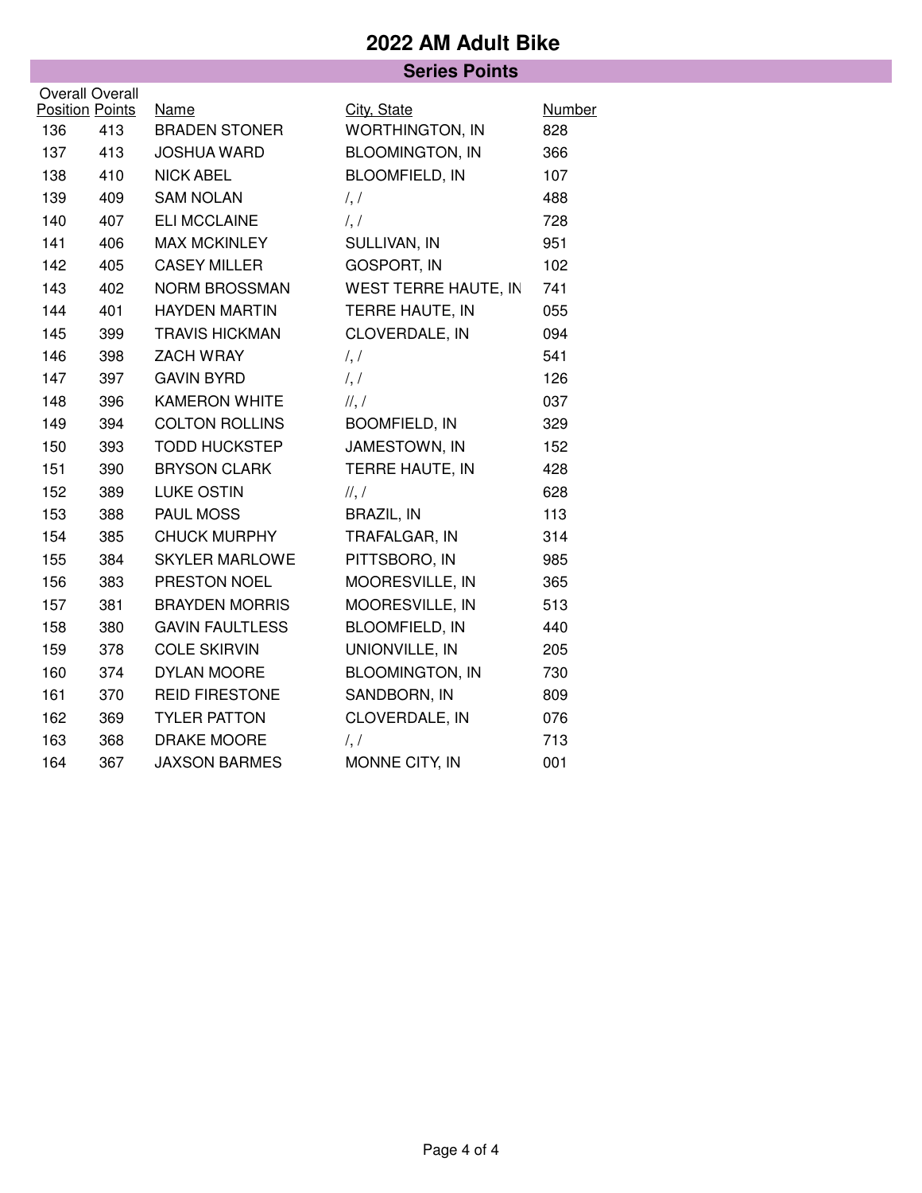# 2022 AM Adult Bike

## Series Points

| Overall Position | Overall Points | Name | City, State | Number |
|---|---|---|---|---|
| 136 | 413 | BRADEN STONER | WORTHINGTON, IN | 828 |
| 137 | 413 | JOSHUA WARD | BLOOMINGTON, IN | 366 |
| 138 | 410 | NICK ABEL | BLOOMFIELD, IN | 107 |
| 139 | 409 | SAM NOLAN | /, / | 488 |
| 140 | 407 | ELI MCCLAINE | /, / | 728 |
| 141 | 406 | MAX MCKINLEY | SULLIVAN, IN | 951 |
| 142 | 405 | CASEY MILLER | GOSPORT, IN | 102 |
| 143 | 402 | NORM BROSSMAN | WEST TERRE HAUTE, IN | 741 |
| 144 | 401 | HAYDEN MARTIN | TERRE HAUTE, IN | 055 |
| 145 | 399 | TRAVIS HICKMAN | CLOVERDALE, IN | 094 |
| 146 | 398 | ZACH WRAY | /, / | 541 |
| 147 | 397 | GAVIN BYRD | /, / | 126 |
| 148 | 396 | KAMERON WHITE | //, / | 037 |
| 149 | 394 | COLTON ROLLINS | BOOMFIELD, IN | 329 |
| 150 | 393 | TODD HUCKSTEP | JAMESTOWN, IN | 152 |
| 151 | 390 | BRYSON CLARK | TERRE HAUTE, IN | 428 |
| 152 | 389 | LUKE OSTIN | //, / | 628 |
| 153 | 388 | PAUL MOSS | BRAZIL, IN | 113 |
| 154 | 385 | CHUCK MURPHY | TRAFALGAR, IN | 314 |
| 155 | 384 | SKYLER MARLOWE | PITTSBORO, IN | 985 |
| 156 | 383 | PRESTON NOEL | MOORESVILLE, IN | 365 |
| 157 | 381 | BRAYDEN MORRIS | MOORESVILLE, IN | 513 |
| 158 | 380 | GAVIN FAULTLESS | BLOOMFIELD, IN | 440 |
| 159 | 378 | COLE SKIRVIN | UNIONVILLE, IN | 205 |
| 160 | 374 | DYLAN MOORE | BLOOMINGTON, IN | 730 |
| 161 | 370 | REID FIRESTONE | SANDBORN, IN | 809 |
| 162 | 369 | TYLER PATTON | CLOVERDALE, IN | 076 |
| 163 | 368 | DRAKE MOORE | /, / | 713 |
| 164 | 367 | JAXSON BARMES | MONNE CITY, IN | 001 |